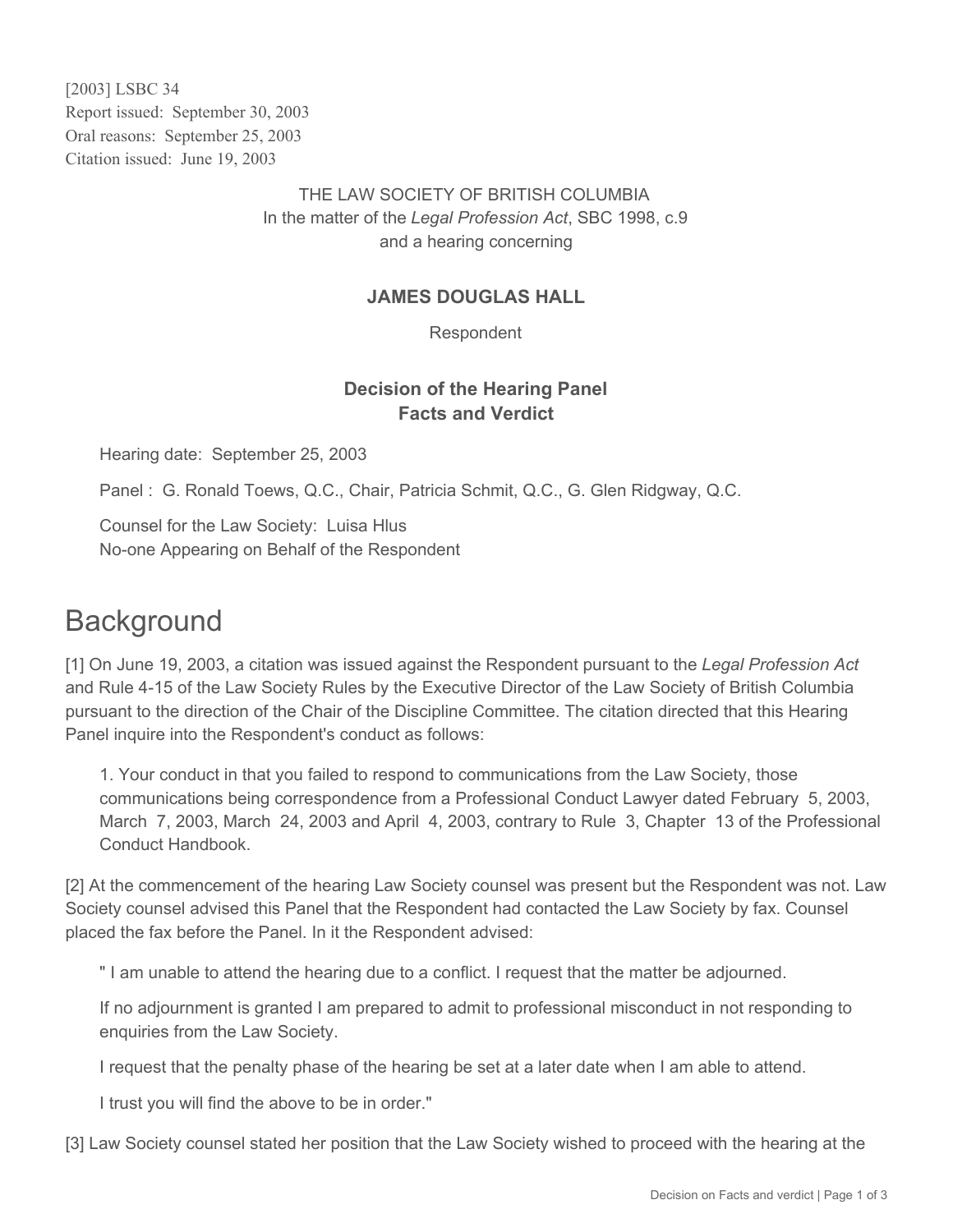[2003] LSBC 34
Report issued: September 30, 2003
Oral reasons: September 25, 2003
Citation issued: June 19, 2003

THE LAW SOCIETY OF BRITISH COLUMBIA
In the matter of the *Legal Profession Act*, SBC 1998, c.9
and a hearing concerning

**JAMES DOUGLAS HALL**

Respondent

**Decision of the Hearing Panel**
**Facts and Verdict**

Hearing date: September 25, 2003

Panel : G. Ronald Toews, Q.C., Chair, Patricia Schmit, Q.C., G. Glen Ridgway, Q.C.

Counsel for the Law Society: Luisa Hlus
No-one Appearing on Behalf of the Respondent

# Background

[1] On June 19, 2003, a citation was issued against the Respondent pursuant to the *Legal Profession Act* and Rule 4-15 of the Law Society Rules by the Executive Director of the Law Society of British Columbia pursuant to the direction of the Chair of the Discipline Committee. The citation directed that this Hearing Panel inquire into the Respondent's conduct as follows:

> 1. Your conduct in that you failed to respond to communications from the Law Society, those communications being correspondence from a Professional Conduct Lawyer dated February 5, 2003, March 7, 2003, March 24, 2003 and April 4, 2003, contrary to Rule 3, Chapter 13 of the Professional Conduct Handbook.

[2] At the commencement of the hearing Law Society counsel was present but the Respondent was not. Law Society counsel advised this Panel that the Respondent had contacted the Law Society by fax. Counsel placed the fax before the Panel. In it the Respondent advised:

> " I am unable to attend the hearing due to a conflict. I request that the matter be adjourned.
>
> If no adjournment is granted I am prepared to admit to professional misconduct in not responding to enquiries from the Law Society.
>
> I request that the penalty phase of the hearing be set at a later date when I am able to attend.
>
> I trust you will find the above to be in order."

[3] Law Society counsel stated her position that the Law Society wished to proceed with the hearing at the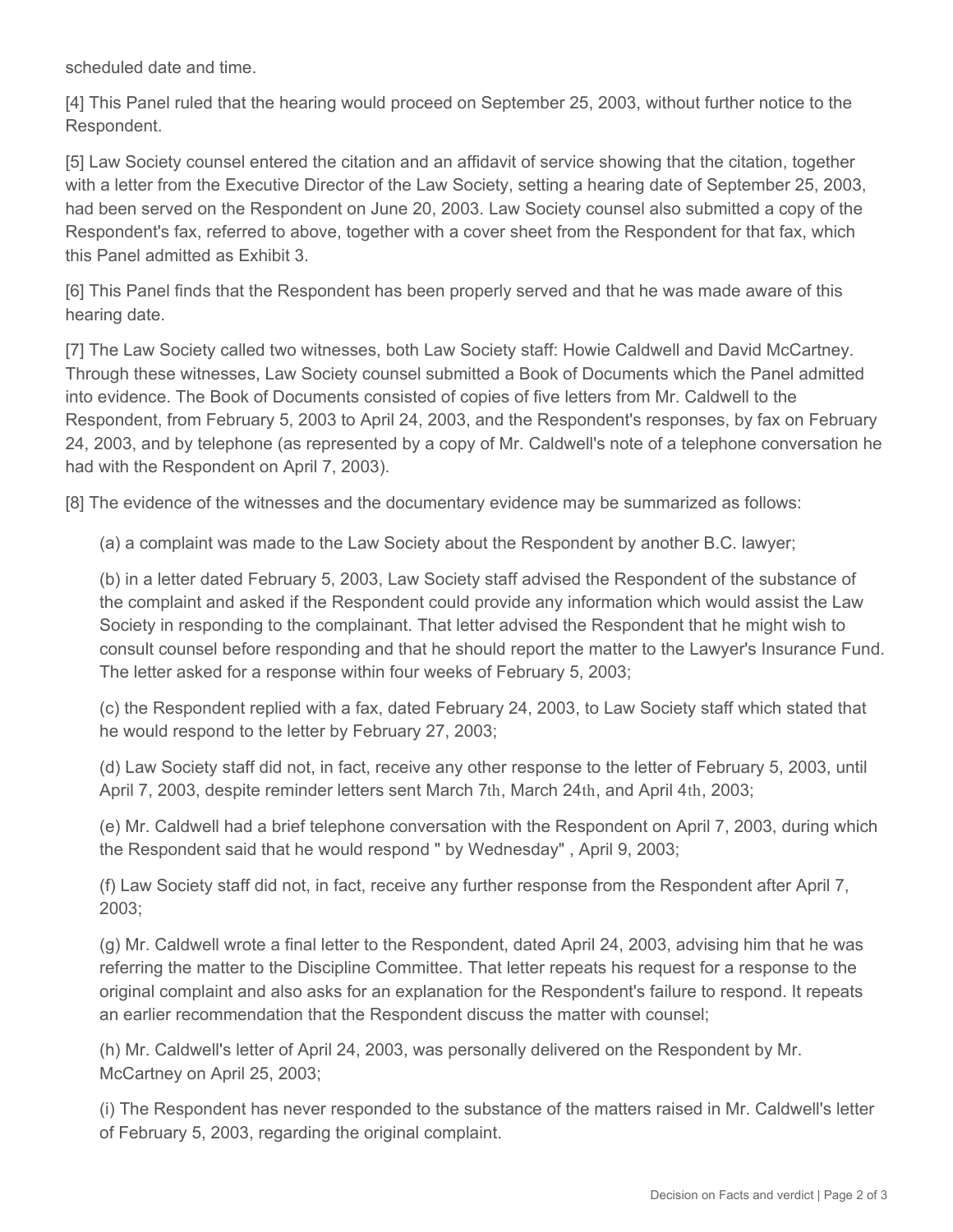scheduled date and time.

[4] This Panel ruled that the hearing would proceed on September 25, 2003, without further notice to the Respondent.

[5] Law Society counsel entered the citation and an affidavit of service showing that the citation, together with a letter from the Executive Director of the Law Society, setting a hearing date of September 25, 2003, had been served on the Respondent on June 20, 2003. Law Society counsel also submitted a copy of the Respondent's fax, referred to above, together with a cover sheet from the Respondent for that fax, which this Panel admitted as Exhibit 3.

[6] This Panel finds that the Respondent has been properly served and that he was made aware of this hearing date.

[7] The Law Society called two witnesses, both Law Society staff: Howie Caldwell and David McCartney. Through these witnesses, Law Society counsel submitted a Book of Documents which the Panel admitted into evidence. The Book of Documents consisted of copies of five letters from Mr. Caldwell to the Respondent, from February 5, 2003 to April 24, 2003, and the Respondent's responses, by fax on February 24, 2003, and by telephone (as represented by a copy of Mr. Caldwell's note of a telephone conversation he had with the Respondent on April 7, 2003).

[8] The evidence of the witnesses and the documentary evidence may be summarized as follows:

(a) a complaint was made to the Law Society about the Respondent by another B.C. lawyer;

(b) in a letter dated February 5, 2003, Law Society staff advised the Respondent of the substance of the complaint and asked if the Respondent could provide any information which would assist the Law Society in responding to the complainant. That letter advised the Respondent that he might wish to consult counsel before responding and that he should report the matter to the Lawyer's Insurance Fund. The letter asked for a response within four weeks of February 5, 2003;

(c) the Respondent replied with a fax, dated February 24, 2003, to Law Society staff which stated that he would respond to the letter by February 27, 2003;

(d) Law Society staff did not, in fact, receive any other response to the letter of February 5, 2003, until April 7, 2003, despite reminder letters sent March 7th, March 24th, and April 4th, 2003;

(e) Mr. Caldwell had a brief telephone conversation with the Respondent on April 7, 2003, during which the Respondent said that he would respond " by Wednesday" , April 9, 2003;

(f) Law Society staff did not, in fact, receive any further response from the Respondent after April 7, 2003;

(g) Mr. Caldwell wrote a final letter to the Respondent, dated April 24, 2003, advising him that he was referring the matter to the Discipline Committee. That letter repeats his request for a response to the original complaint and also asks for an explanation for the Respondent's failure to respond. It repeats an earlier recommendation that the Respondent discuss the matter with counsel;

(h) Mr. Caldwell's letter of April 24, 2003, was personally delivered on the Respondent by Mr. McCartney on April 25, 2003;

(i) The Respondent has never responded to the substance of the matters raised in Mr. Caldwell's letter of February 5, 2003, regarding the original complaint.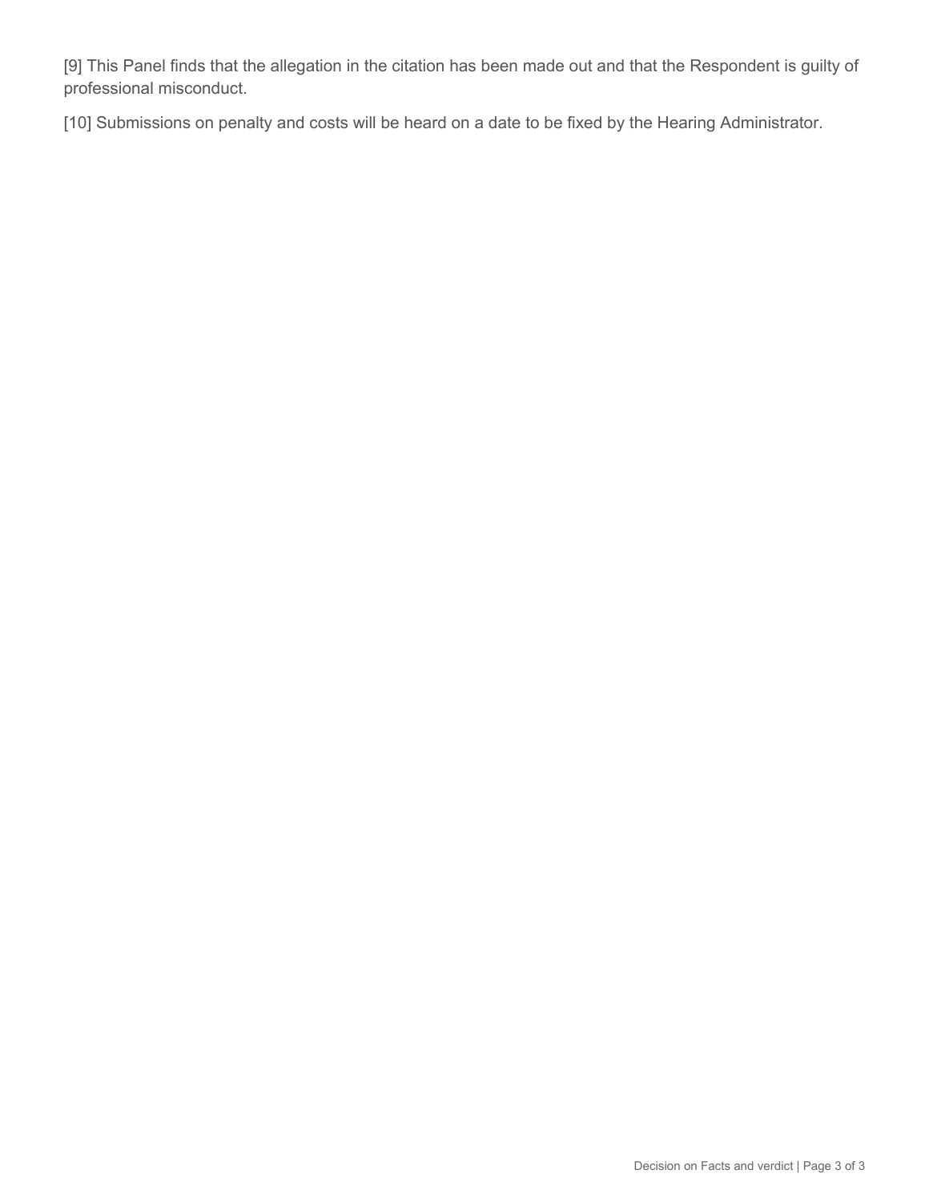[9] This Panel finds that the allegation in the citation has been made out and that the Respondent is guilty of professional misconduct.

[10] Submissions on penalty and costs will be heard on a date to be fixed by the Hearing Administrator.